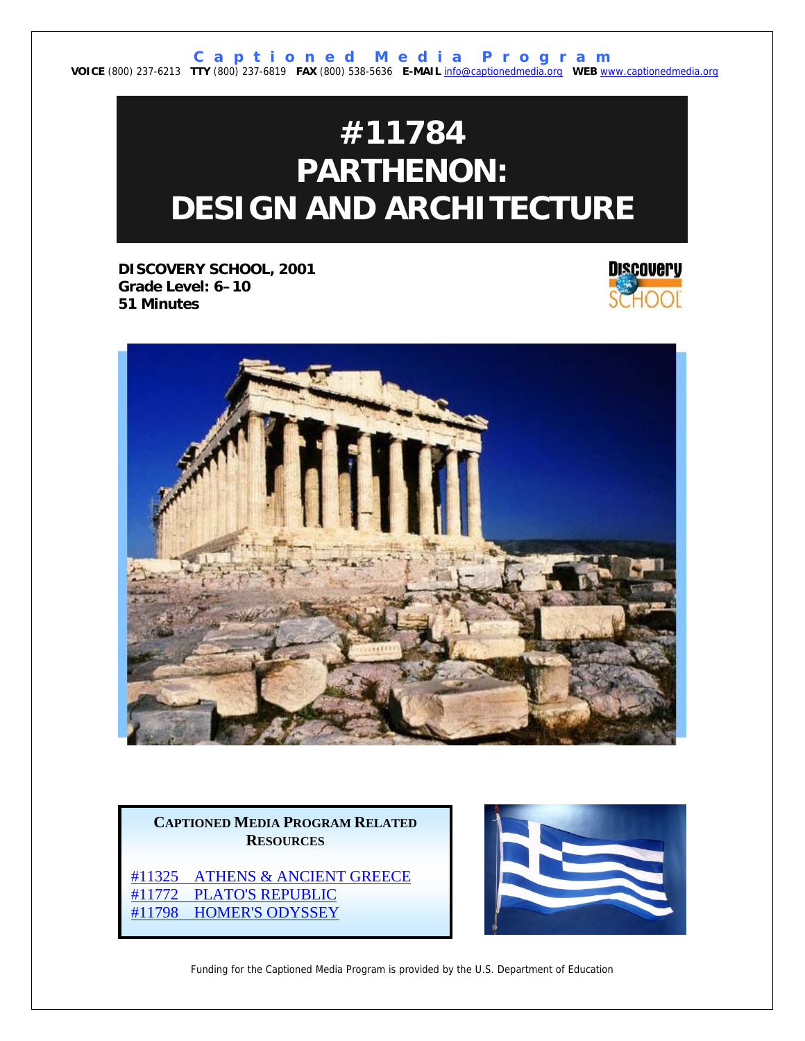**Captioned Media Program**

**VOICE** (800) 237-6213 **TTY** (800) 237-6819 **FAX** (800) 538-5636 **E-MAIL** info@captionedmedia.org **WEB** www.captionedmedia.org

# #11784 PARTHENON: DESIGN AND ARCHITECTURE

**DISCOVERY SCHOOL, 2001**
**Grade Level: 6–10**
**51 Minutes**

**CAPTIONED MEDIA PROGRAM RELATED RESOURCES**

#11325 ATHENS & ANCIENT GREECE
#11772 PLATO'S REPUBLIC
#11798 HOMER'S ODYSSEY

Funding for the Captioned Media Program is provided by the U.S. Department of Education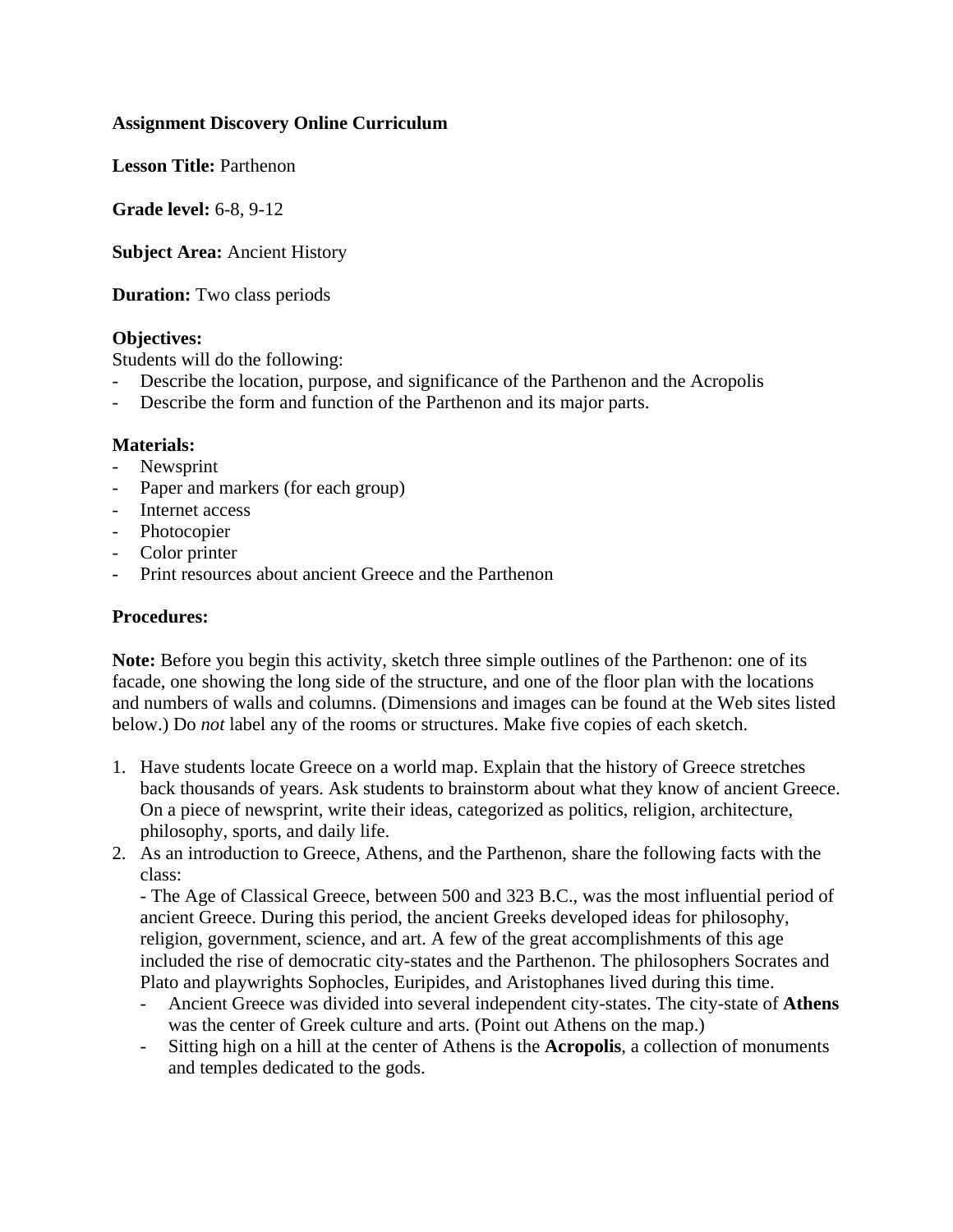**Assignment Discovery Online Curriculum**

**Lesson Title:** Parthenon

**Grade level:** 6-8, 9-12

**Subject Area:** Ancient History

**Duration:** Two class periods

**Objectives:**
Students will do the following:
- Describe the location, purpose, and significance of the Parthenon and the Acropolis
- Describe the form and function of the Parthenon and its major parts.

**Materials:**
- Newsprint
- Paper and markers (for each group)
- Internet access
- Photocopier
- Color printer
- Print resources about ancient Greece and the Parthenon

**Procedures:**

**Note:** Before you begin this activity, sketch three simple outlines of the Parthenon: one of its facade, one showing the long side of the structure, and one of the floor plan with the locations and numbers of walls and columns. (Dimensions and images can be found at the Web sites listed below.) Do *not* label any of the rooms or structures. Make five copies of each sketch.

1. Have students locate Greece on a world map. Explain that the history of Greece stretches back thousands of years. Ask students to brainstorm about what they know of ancient Greece. On a piece of newsprint, write their ideas, categorized as politics, religion, architecture, philosophy, sports, and daily life.
2. As an introduction to Greece, Athens, and the Parthenon, share the following facts with the class:
   - The Age of Classical Greece, between 500 and 323 B.C., was the most influential period of ancient Greece. During this period, the ancient Greeks developed ideas for philosophy, religion, government, science, and art. A few of the great accomplishments of this age included the rise of democratic city-states and the Parthenon. The philosophers Socrates and Plato and playwrights Sophocles, Euripides, and Aristophanes lived during this time.
   - Ancient Greece was divided into several independent city-states. The city-state of **Athens** was the center of Greek culture and arts. (Point out Athens on the map.)
   - Sitting high on a hill at the center of Athens is the **Acropolis**, a collection of monuments and temples dedicated to the gods.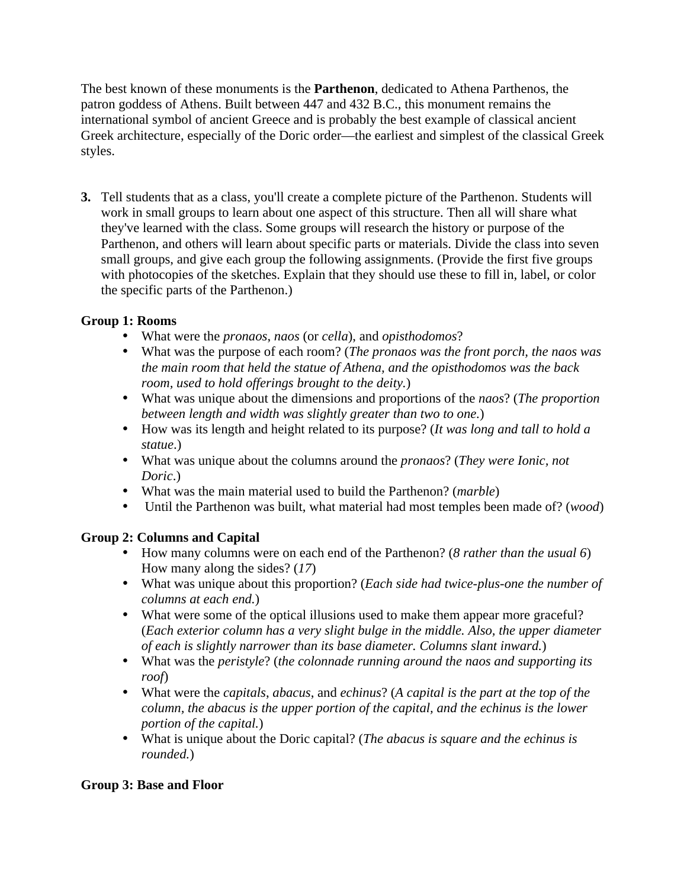The best known of these monuments is the **Parthenon**, dedicated to Athena Parthenos, the patron goddess of Athens. Built between 447 and 432 B.C., this monument remains the international symbol of ancient Greece and is probably the best example of classical ancient Greek architecture, especially of the Doric order—the earliest and simplest of the classical Greek styles.

**3.** Tell students that as a class, you'll create a complete picture of the Parthenon. Students will work in small groups to learn about one aspect of this structure. Then all will share what they've learned with the class. Some groups will research the history or purpose of the Parthenon, and others will learn about specific parts or materials. Divide the class into seven small groups, and give each group the following assignments. (Provide the first five groups with photocopies of the sketches. Explain that they should use these to fill in, label, or color the specific parts of the Parthenon.)

**Group 1: Rooms**

- What were the *pronaos*, *naos* (or *cella*), and *opisthodomos*?
- What was the purpose of each room? (*The pronaos was the front porch, the naos was the main room that held the statue of Athena, and the opisthodomos was the back room, used to hold offerings brought to the deity.*)
- What was unique about the dimensions and proportions of the *naos*? (*The proportion between length and width was slightly greater than two to one.*)
- How was its length and height related to its purpose? (*It was long and tall to hold a statue*.)
- What was unique about the columns around the *pronaos*? (*They were Ionic, not Doric*.)
- What was the main material used to build the Parthenon? (*marble*)
- Until the Parthenon was built, what material had most temples been made of? (*wood*)

**Group 2: Columns and Capital**

- How many columns were on each end of the Parthenon? (*8 rather than the usual 6*) How many along the sides? (*17*)
- What was unique about this proportion? (*Each side had twice-plus-one the number of columns at each end.*)
- What were some of the optical illusions used to make them appear more graceful? (*Each exterior column has a very slight bulge in the middle. Also, the upper diameter of each is slightly narrower than its base diameter. Columns slant inward.*)
- What was the *peristyle*? (*the colonnade running around the naos and supporting its roof*)
- What were the *capitals*, *abacus*, and *echinus*? (*A capital is the part at the top of the column, the abacus is the upper portion of the capital, and the echinus is the lower portion of the capital.*)
- What is unique about the Doric capital? (*The abacus is square and the echinus is rounded.*)

**Group 3: Base and Floor**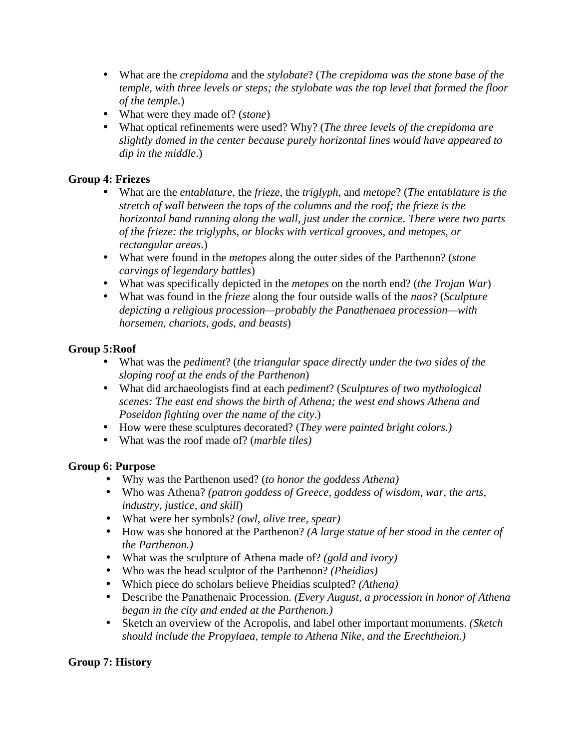- What are the *crepidoma* and the *stylobate*? (*The crepidoma was the stone base of the temple, with three levels or steps; the stylobate was the top level that formed the floor of the temple.*)
- What were they made of? (*stone*)
- What optical refinements were used? Why? (*The three levels of the crepidoma are slightly domed in the center because purely horizontal lines would have appeared to dip in the middle*.)

**Group 4: Friezes**

- What are the *entablature*, the *frieze*, the *triglyph*, and *metope*? (*The entablature is the stretch of wall between the tops of the columns and the roof; the frieze is the horizontal band running along the wall, just under the cornice. There were two parts of the frieze: the triglyphs, or blocks with vertical grooves, and metopes, or rectangular areas*.)
- What were found in the *metopes* along the outer sides of the Parthenon? (*stone carvings of legendary battles*)
- What was specifically depicted in the *metopes* on the north end? (*the Trojan War*)
- What was found in the *frieze* along the four outside walls of the *naos*? (*Sculpture depicting a religious procession—probably the Panathenaea procession—with horsemen, chariots, gods, and beasts*)

**Group 5:Roof**

- What was the *pediment*? (*the triangular space directly under the two sides of the sloping roof at the ends of the Parthenon*)
- What did archaeologists find at each *pediment*? (*Sculptures of two mythological scenes: The east end shows the birth of Athena; the west end shows Athena and Poseidon fighting over the name of the city*.)
- How were these sculptures decorated? (*They were painted bright colors.)*
- What was the roof made of? (*marble tiles)*

**Group 6: Purpose**

- Why was the Parthenon used? (*to honor the goddess Athena)*
- Who was Athena? *(patron goddess of Greece, goddess of wisdom, war, the arts, industry, justice, and skill*)
- What were her symbols? *(owl, olive tree, spear)*
- How was she honored at the Parthenon? *(A large statue of her stood in the center of the Parthenon.)*
- What was the sculpture of Athena made of? *(gold and ivory)*
- Who was the head sculptor of the Parthenon? *(Pheidias)*
- Which piece do scholars believe Pheidias sculpted? *(Athena)*
- Describe the Panathenaic Procession. *(Every August, a procession in honor of Athena began in the city and ended at the Parthenon.)*
- Sketch an overview of the Acropolis, and label other important monuments. *(Sketch should include the Propylaea, temple to Athena Nike, and the Erechtheion.)*

**Group 7: History**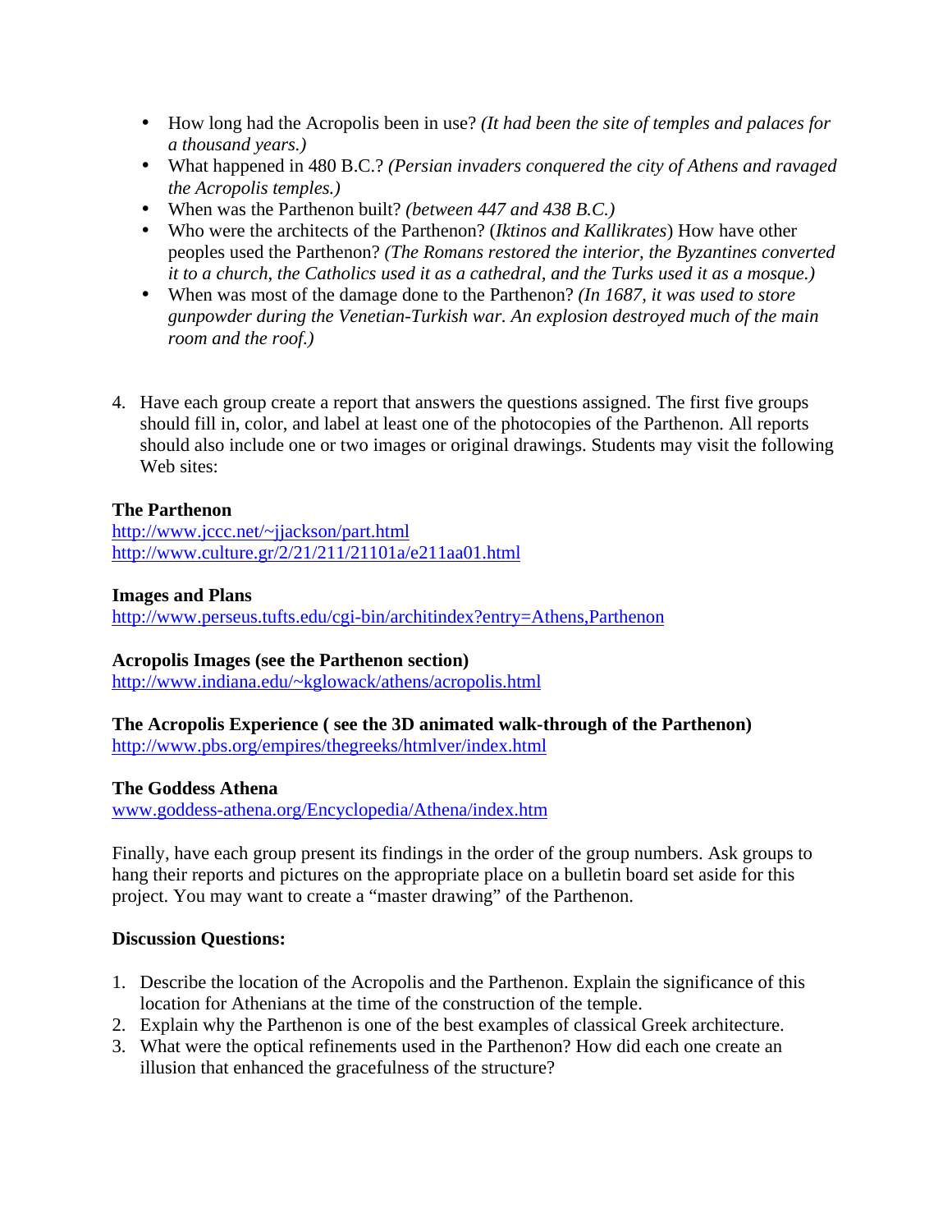- How long had the Acropolis been in use? *(It had been the site of temples and palaces for a thousand years.)*
- What happened in 480 B.C.? *(Persian invaders conquered the city of Athens and ravaged the Acropolis temples.)*
- When was the Parthenon built? *(between 447 and 438 B.C.)*
- Who were the architects of the Parthenon? (*Iktinos and Kallikrates*) How have other peoples used the Parthenon? *(The Romans restored the interior, the Byzantines converted it to a church, the Catholics used it as a cathedral, and the Turks used it as a mosque.)*
- When was most of the damage done to the Parthenon? *(In 1687, it was used to store gunpowder during the Venetian-Turkish war. An explosion destroyed much of the main room and the roof.)*

4. Have each group create a report that answers the questions assigned. The first five groups should fill in, color, and label at least one of the photocopies of the Parthenon. All reports should also include one or two images or original drawings. Students may visit the following Web sites:

**The Parthenon**
http://www.jccc.net/~jjackson/part.html
http://www.culture.gr/2/21/211/21101a/e211aa01.html

**Images and Plans**
http://www.perseus.tufts.edu/cgi-bin/architindex?entry=Athens,Parthenon

**Acropolis Images (see the Parthenon section)**
http://www.indiana.edu/~kglowack/athens/acropolis.html

**The Acropolis Experience ( see the 3D animated walk-through of the Parthenon)**
http://www.pbs.org/empires/thegreeks/htmlver/index.html

**The Goddess Athena**
www.goddess-athena.org/Encyclopedia/Athena/index.htm

Finally, have each group present its findings in the order of the group numbers. Ask groups to hang their reports and pictures on the appropriate place on a bulletin board set aside for this project. You may want to create a "master drawing" of the Parthenon.

**Discussion Questions:**

1. Describe the location of the Acropolis and the Parthenon. Explain the significance of this location for Athenians at the time of the construction of the temple.
2. Explain why the Parthenon is one of the best examples of classical Greek architecture.
3. What were the optical refinements used in the Parthenon? How did each one create an illusion that enhanced the gracefulness of the structure?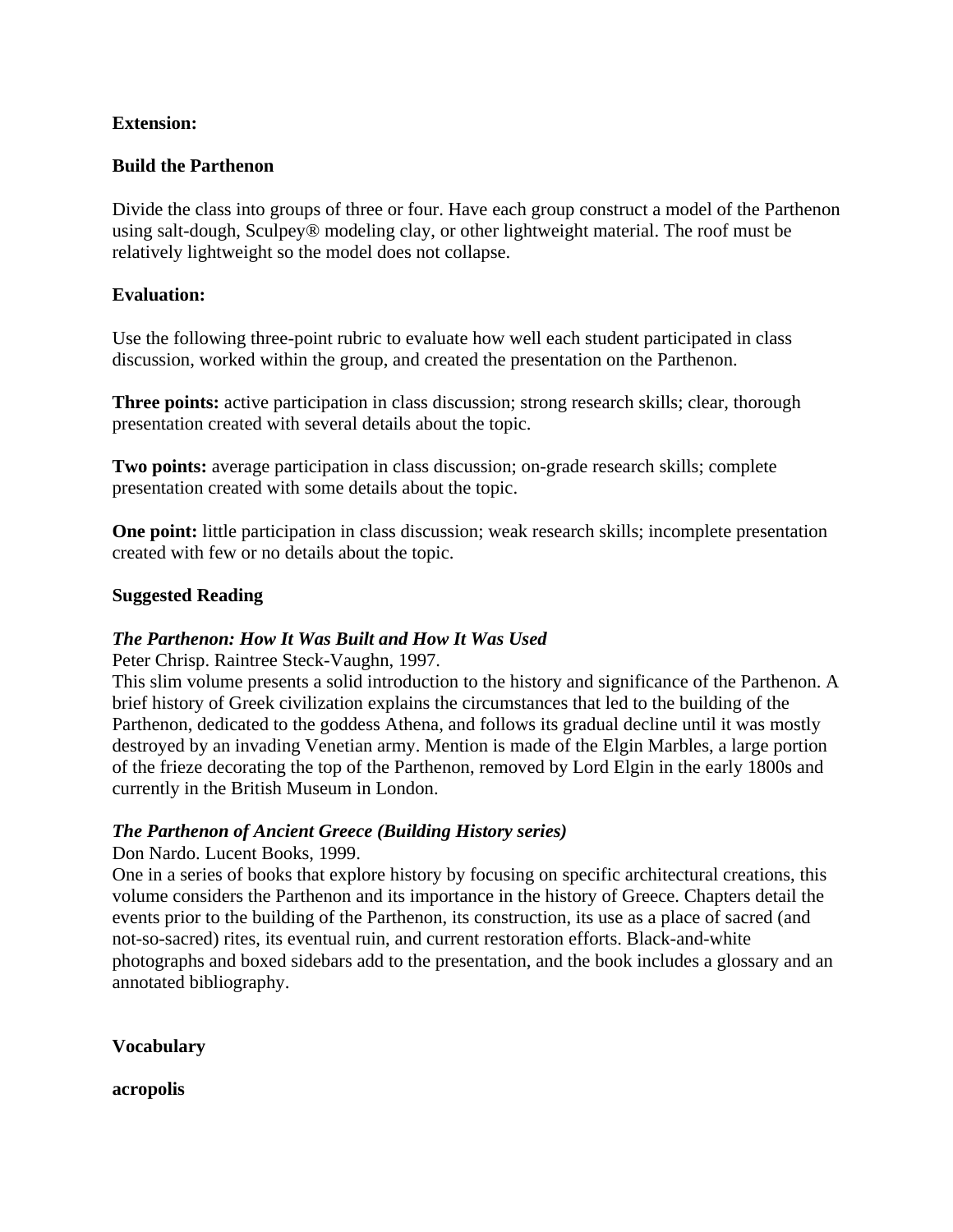**Extension:**

**Build the Parthenon**

Divide the class into groups of three or four. Have each group construct a model of the Parthenon using salt-dough, Sculpey® modeling clay, or other lightweight material. The roof must be relatively lightweight so the model does not collapse.

**Evaluation:**

Use the following three-point rubric to evaluate how well each student participated in class discussion, worked within the group, and created the presentation on the Parthenon.

**Three points:** active participation in class discussion; strong research skills; clear, thorough presentation created with several details about the topic.

**Two points:** average participation in class discussion; on-grade research skills; complete presentation created with some details about the topic.

**One point:** little participation in class discussion; weak research skills; incomplete presentation created with few or no details about the topic.

**Suggested Reading**

***The Parthenon: How It Was Built and How It Was Used***
Peter Chrisp. Raintree Steck-Vaughn, 1997.
This slim volume presents a solid introduction to the history and significance of the Parthenon. A brief history of Greek civilization explains the circumstances that led to the building of the Parthenon, dedicated to the goddess Athena, and follows its gradual decline until it was mostly destroyed by an invading Venetian army. Mention is made of the Elgin Marbles, a large portion of the frieze decorating the top of the Parthenon, removed by Lord Elgin in the early 1800s and currently in the British Museum in London.

***The Parthenon of Ancient Greece (Building History series)***
Don Nardo. Lucent Books, 1999.
One in a series of books that explore history by focusing on specific architectural creations, this volume considers the Parthenon and its importance in the history of Greece. Chapters detail the events prior to the building of the Parthenon, its construction, its use as a place of sacred (and not-so-sacred) rites, its eventual ruin, and current restoration efforts. Black-and-white photographs and boxed sidebars add to the presentation, and the book includes a glossary and an annotated bibliography.

**Vocabulary**

**acropolis**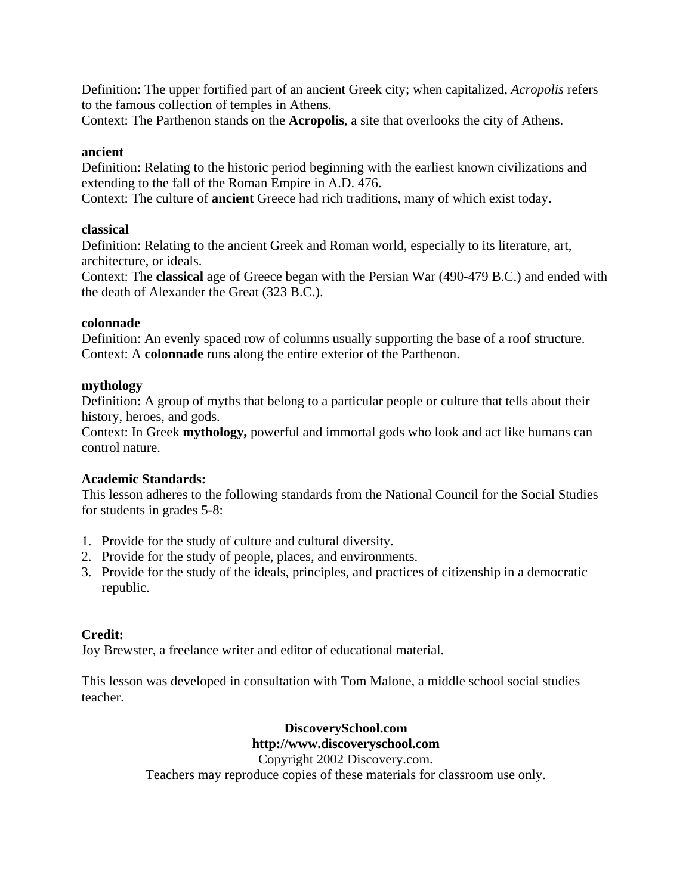Definition: The upper fortified part of an ancient Greek city; when capitalized, *Acropolis* refers to the famous collection of temples in Athens.
Context: The Parthenon stands on the **Acropolis**, a site that overlooks the city of Athens.

**ancient**
Definition: Relating to the historic period beginning with the earliest known civilizations and extending to the fall of the Roman Empire in A.D. 476.
Context: The culture of **ancient** Greece had rich traditions, many of which exist today.

**classical**
Definition: Relating to the ancient Greek and Roman world, especially to its literature, art, architecture, or ideals.
Context: The **classical** age of Greece began with the Persian War (490-479 B.C.) and ended with the death of Alexander the Great (323 B.C.).

**colonnade**
Definition: An evenly spaced row of columns usually supporting the base of a roof structure.
Context: A **colonnade** runs along the entire exterior of the Parthenon.

**mythology**
Definition: A group of myths that belong to a particular people or culture that tells about their history, heroes, and gods.
Context: In Greek **mythology,** powerful and immortal gods who look and act like humans can control nature.

**Academic Standards:**
This lesson adheres to the following standards from the National Council for the Social Studies for students in grades 5-8:

1. Provide for the study of culture and cultural diversity.
2. Provide for the study of people, places, and environments.
3. Provide for the study of the ideals, principles, and practices of citizenship in a democratic republic.

**Credit:**
Joy Brewster, a freelance writer and editor of educational material.

This lesson was developed in consultation with Tom Malone, a middle school social studies teacher.

**DiscoverySchool.com**
**http://www.discoveryschool.com**
Copyright 2002 Discovery.com.
Teachers may reproduce copies of these materials for classroom use only.